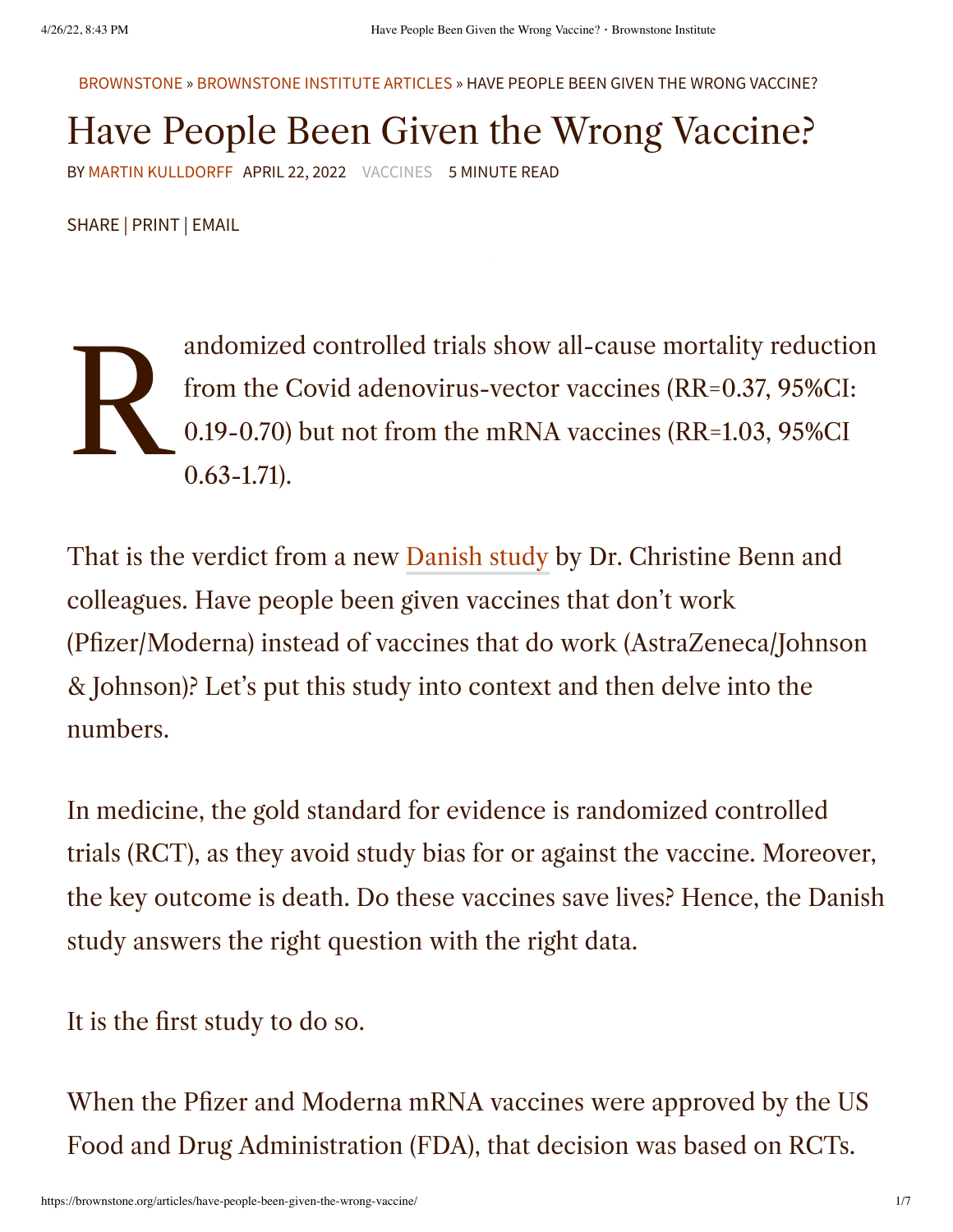BROWNSTONE » BROWNSTONE INSTITUTE ARTICLES » HAVE PEOPLE BEEN GIVEN THE WRONG VACCINE?

# Have People Been Given the Wrong Vaccine?

BY MARTIN KULLDORFF APRIL 22, 2022 VACCINES 5 MINUTE READ

SHARE | PRINT | EMAIL

Randomized controlled trials show all-cause mortality reduction from the Covid adenovirus-vector vaccines (RR=0.37, 95%CI: 0.19-0.70) but not from the mRNA vaccines (RR=1.03, 95%CI 0.63-1.71).

That is the verdict from a new Danish study by Dr. Christine Benn and colleagues. Have people been given vaccines that don't work (Pfizer/Moderna) instead of vaccines that do work (AstraZeneca/Johnson & Johnson)? Let's put this study into context and then delve into the numbers.

In medicine, the gold standard for evidence is randomized controlled trials (RCT), as they avoid study bias for or against the vaccine. Moreover, the key outcome is death. Do these vaccines save lives? Hence, the Danish study answers the right question with the right data.

It is the first study to do so.

When the Pfizer and Moderna mRNA vaccines were approved by the US Food and Drug Administration (FDA), that decision was based on RCTs.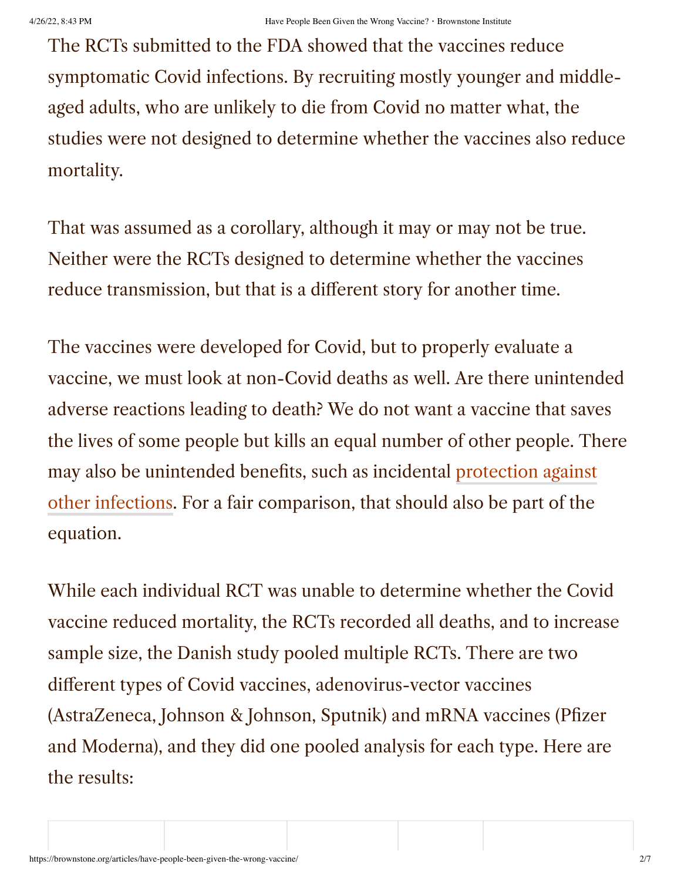The RCTs submitted to the FDA showed that the vaccines reduce symptomatic Covid infections. By recruiting mostly younger and middle-aged adults, who are unlikely to die from Covid no matter what, the studies were not designed to determine whether the vaccines also reduce mortality.

That was assumed as a corollary, although it may or may not be true. Neither were the RCTs designed to determine whether the vaccines reduce transmission, but that is a different story for another time.

The vaccines were developed for Covid, but to properly evaluate a vaccine, we must look at non-Covid deaths as well. Are there unintended adverse reactions leading to death? We do not want a vaccine that saves the lives of some people but kills an equal number of other people. There may also be unintended benefits, such as incidental protection against other infections. For a fair comparison, that should also be part of the equation.

While each individual RCT was unable to determine whether the Covid vaccine reduced mortality, the RCTs recorded all deaths, and to increase sample size, the Danish study pooled multiple RCTs. There are two different types of Covid vaccines, adenovirus-vector vaccines (AstraZeneca, Johnson & Johnson, Sputnik) and mRNA vaccines (Pfizer and Moderna), and they did one pooled analysis for each type. Here are the results: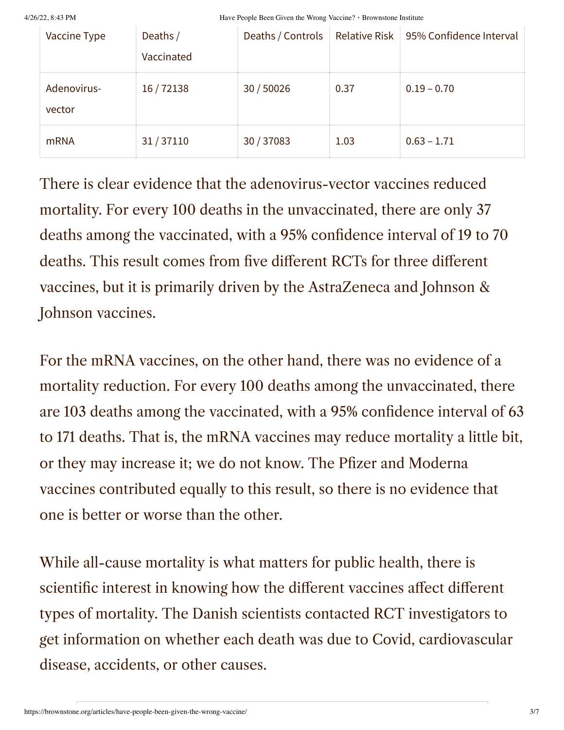| Vaccine Type | Deaths / Vaccinated | Deaths / Controls | Relative Risk | 95% Confidence Interval |
| --- | --- | --- | --- | --- |
| Adenovirus-vector | 16 / 72138 | 30 / 50026 | 0.37 | 0.19 – 0.70 |
| mRNA | 31 / 37110 | 30 / 37083 | 1.03 | 0.63 – 1.71 |

There is clear evidence that the adenovirus-vector vaccines reduced mortality. For every 100 deaths in the unvaccinated, there are only 37 deaths among the vaccinated, with a 95% confidence interval of 19 to 70 deaths. This result comes from five different RCTs for three different vaccines, but it is primarily driven by the AstraZeneca and Johnson & Johnson vaccines.

For the mRNA vaccines, on the other hand, there was no evidence of a mortality reduction. For every 100 deaths among the unvaccinated, there are 103 deaths among the vaccinated, with a 95% confidence interval of 63 to 171 deaths. That is, the mRNA vaccines may reduce mortality a little bit, or they may increase it; we do not know. The Pfizer and Moderna vaccines contributed equally to this result, so there is no evidence that one is better or worse than the other.

While all-cause mortality is what matters for public health, there is scientific interest in knowing how the different vaccines affect different types of mortality. The Danish scientists contacted RCT investigators to get information on whether each death was due to Covid, cardiovascular disease, accidents, or other causes.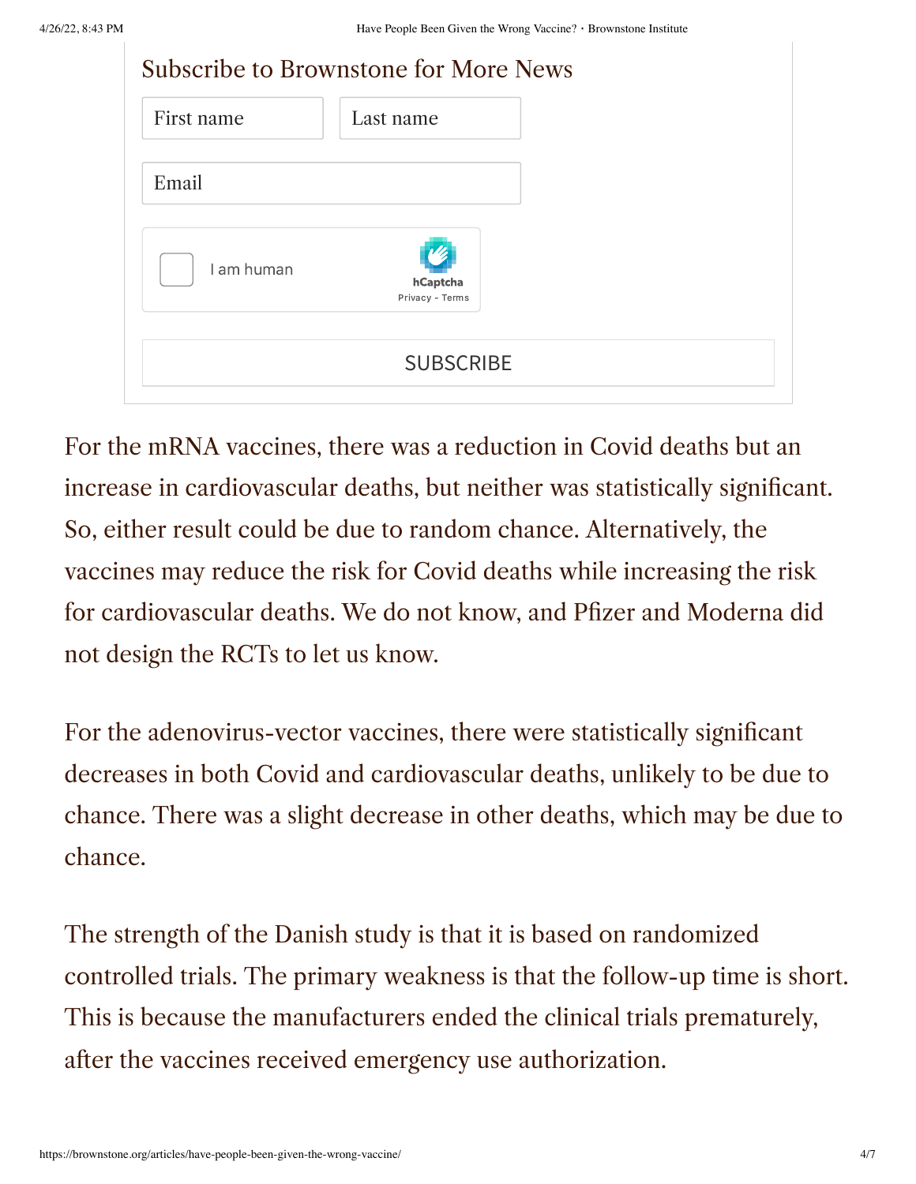For the mRNA vaccines, there was a reduction in Covid deaths but an increase in cardiovascular deaths, but neither was statistically significant. So, either result could be due to random chance. Alternatively, the vaccines may reduce the risk for Covid deaths while increasing the risk for cardiovascular deaths. We do not know, and Pfizer and Moderna did not design the RCTs to let us know.

For the adenovirus-vector vaccines, there were statistically significant decreases in both Covid and cardiovascular deaths, unlikely to be due to chance. There was a slight decrease in other deaths, which may be due to chance.

The strength of the Danish study is that it is based on randomized controlled trials. The primary weakness is that the follow-up time is short. This is because the manufacturers ended the clinical trials prematurely, after the vaccines received emergency use authorization.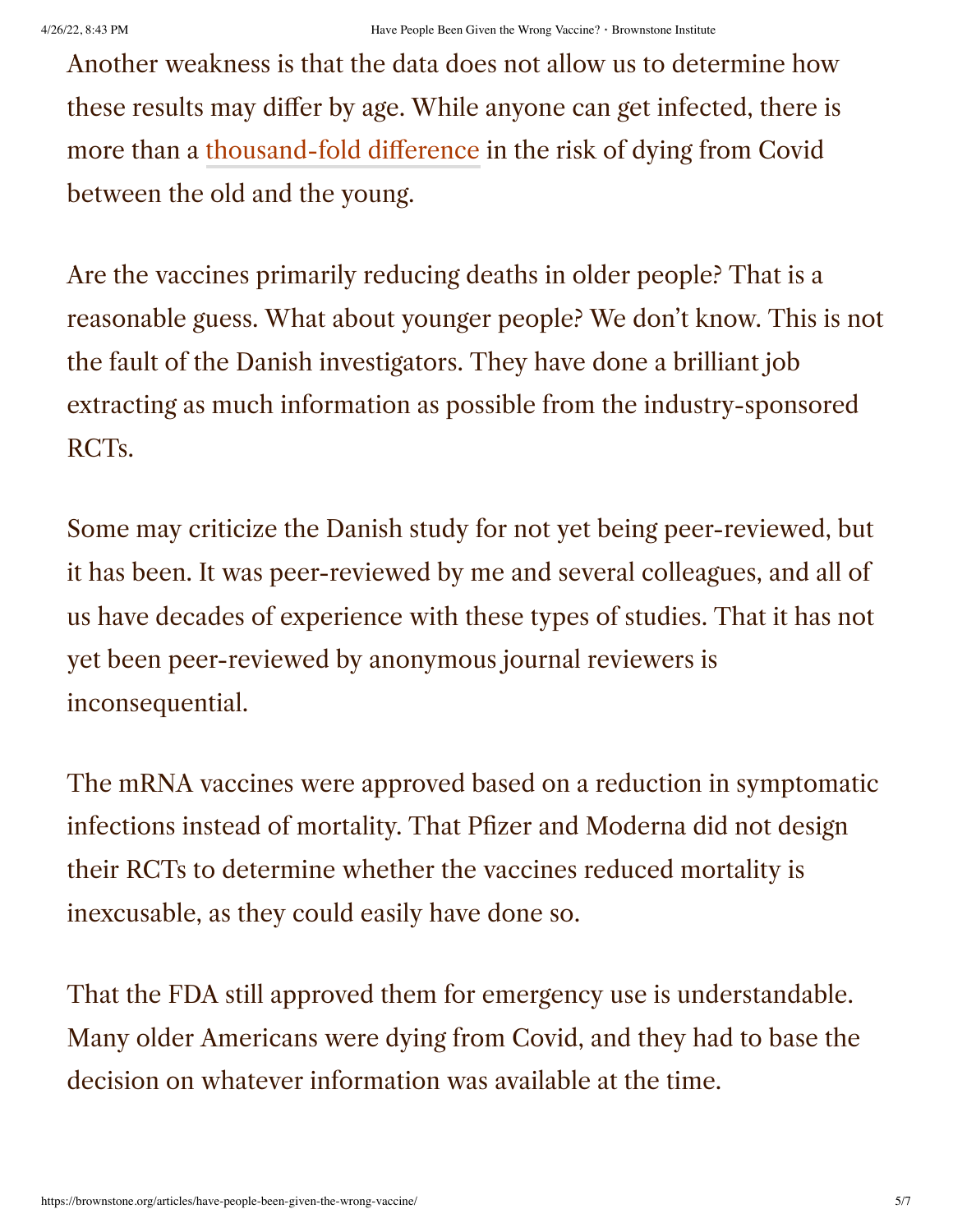Another weakness is that the data does not allow us to determine how these results may differ by age. While anyone can get infected, there is more than a thousand-fold difference in the risk of dying from Covid between the old and the young.

Are the vaccines primarily reducing deaths in older people? That is a reasonable guess. What about younger people? We don't know. This is not the fault of the Danish investigators. They have done a brilliant job extracting as much information as possible from the industry-sponsored RCTs.

Some may criticize the Danish study for not yet being peer-reviewed, but it has been. It was peer-reviewed by me and several colleagues, and all of us have decades of experience with these types of studies. That it has not yet been peer-reviewed by anonymous journal reviewers is inconsequential.

The mRNA vaccines were approved based on a reduction in symptomatic infections instead of mortality. That Pfizer and Moderna did not design their RCTs to determine whether the vaccines reduced mortality is inexcusable, as they could easily have done so.

That the FDA still approved them for emergency use is understandable. Many older Americans were dying from Covid, and they had to base the decision on whatever information was available at the time.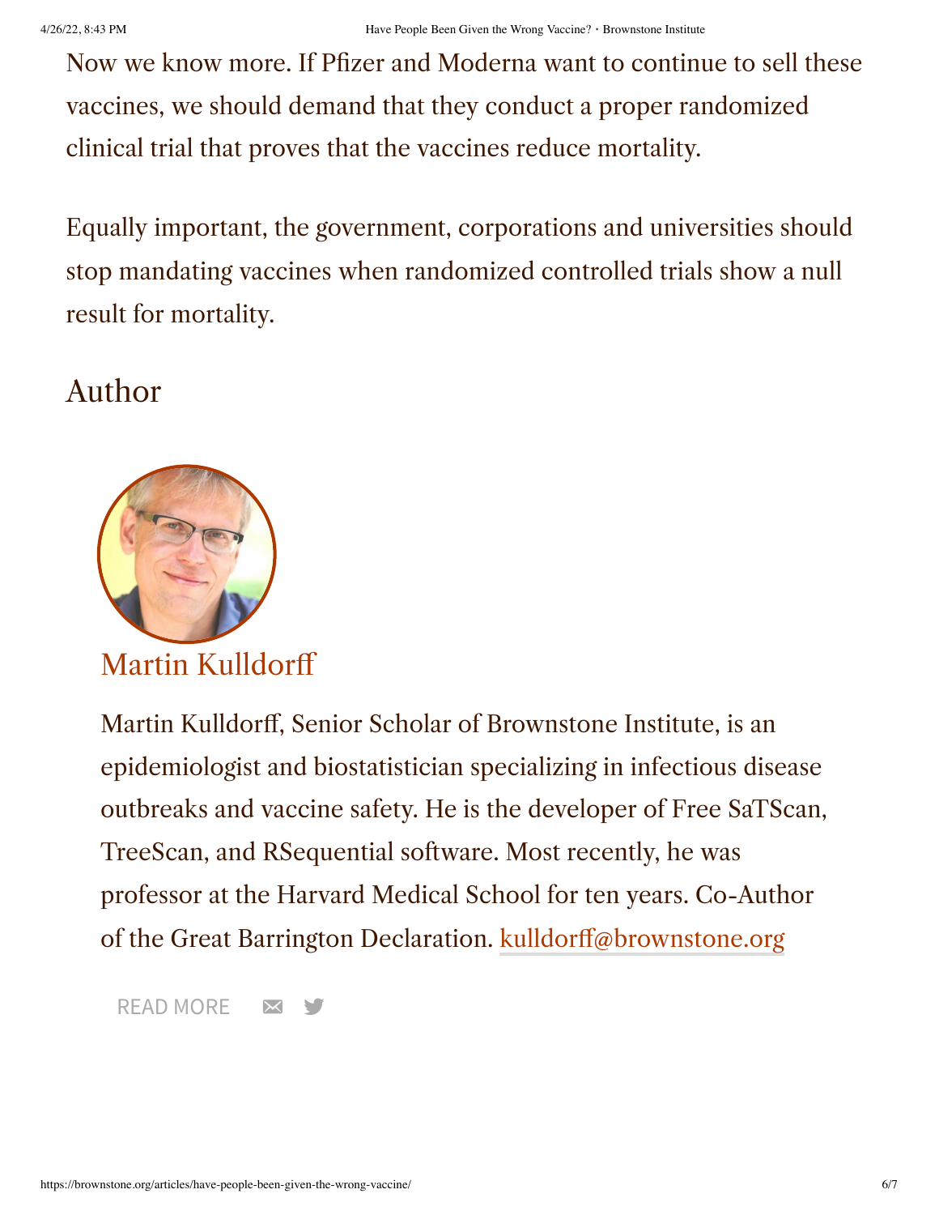Now we know more. If Pfizer and Moderna want to continue to sell these vaccines, we should demand that they conduct a proper randomized clinical trial that proves that the vaccines reduce mortality.

Equally important, the government, corporations and universities should stop mandating vaccines when randomized controlled trials show a null result for mortality.

## Author

### Martin Kulldorff

Martin Kulldorff, Senior Scholar of Brownstone Institute, is an epidemiologist and biostatistician specializing in infectious disease outbreaks and vaccine safety. He is the developer of Free SaTScan, TreeScan, and RSequential software. Most recently, he was professor at the Harvard Medical School for ten years. Co-Author of the Great Barrington Declaration. kulldorff@brownstone.org

READ MORE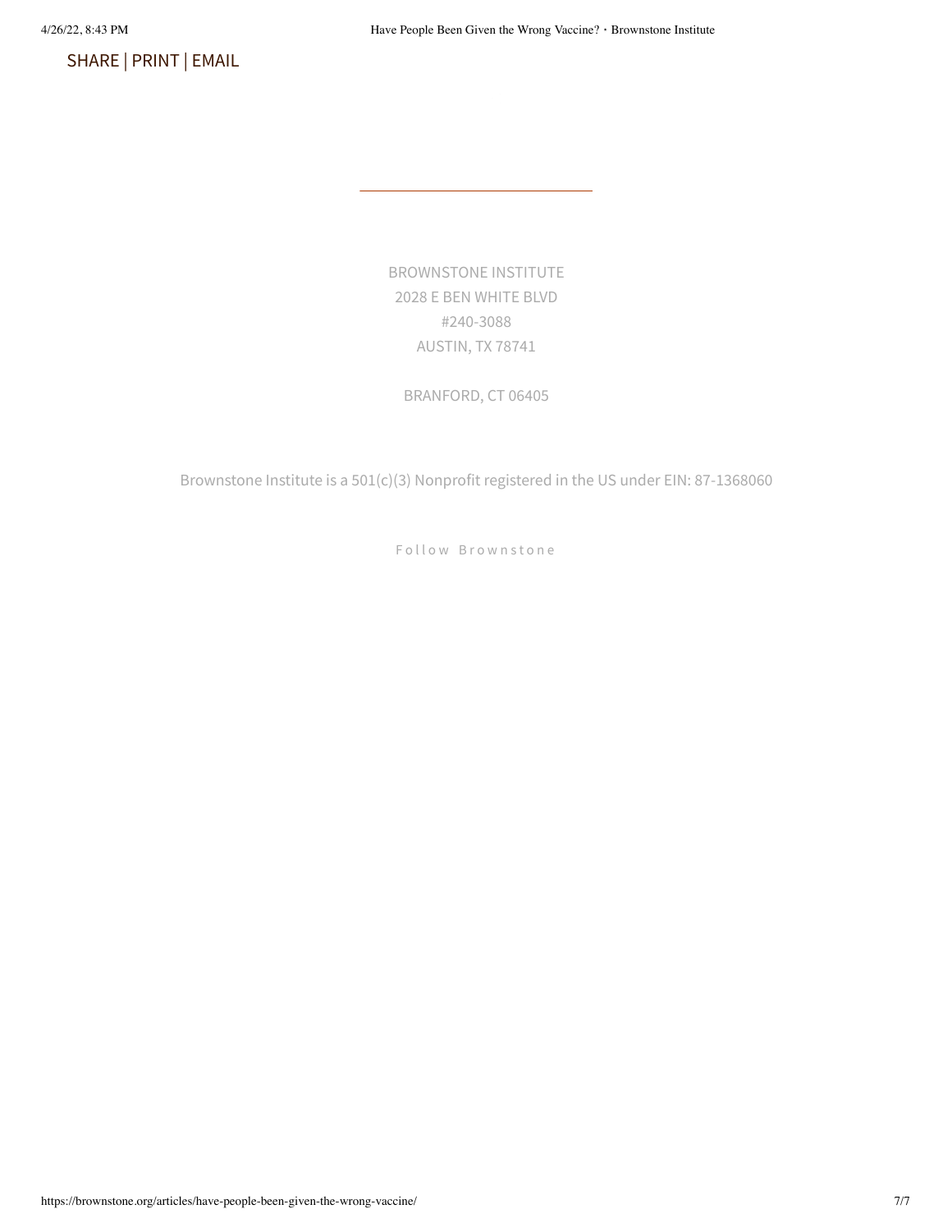SHARE | PRINT | EMAIL

---

BROWNSTONE INSTITUTE
2028 E BEN WHITE BLVD
#240-3088
AUSTIN, TX 78741

BRANFORD, CT 06405

Brownstone Institute is a 501(c)(3) Nonprofit registered in the US under EIN: 87-1368060

Follow Brownstone